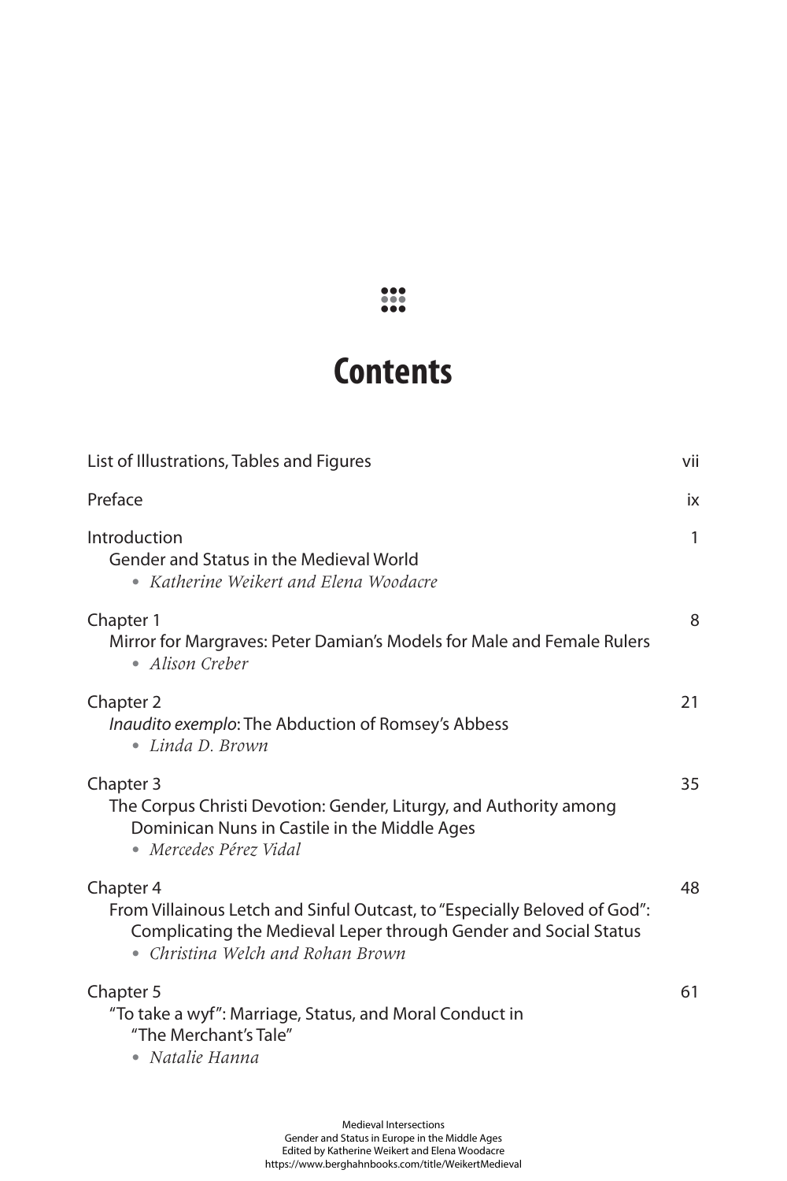# Contents

| | |
|---|---|
| List of Illustrations, Tables and Figures | vii |
| Preface | ix |
| Introduction<br>Gender and Status in the Medieval World<br>• *Katherine Weikert and Elena Woodacre* | 1 |
| Chapter 1<br>Mirror for Margraves: Peter Damian's Models for Male and Female Rulers<br>• *Alison Creber* | 8 |
| Chapter 2<br>*Inaudito exemplo*: The Abduction of Romsey's Abbess<br>• *Linda D. Brown* | 21 |
| Chapter 3<br>The Corpus Christi Devotion: Gender, Liturgy, and Authority among Dominican Nuns in Castile in the Middle Ages<br>• *Mercedes Pérez Vidal* | 35 |
| Chapter 4<br>From Villainous Letch and Sinful Outcast, to "Especially Beloved of God": Complicating the Medieval Leper through Gender and Social Status<br>• *Christina Welch and Rohan Brown* | 48 |
| Chapter 5<br>"To take a wyf": Marriage, Status, and Moral Conduct in "The Merchant's Tale"<br>• *Natalie Hanna* | 61 |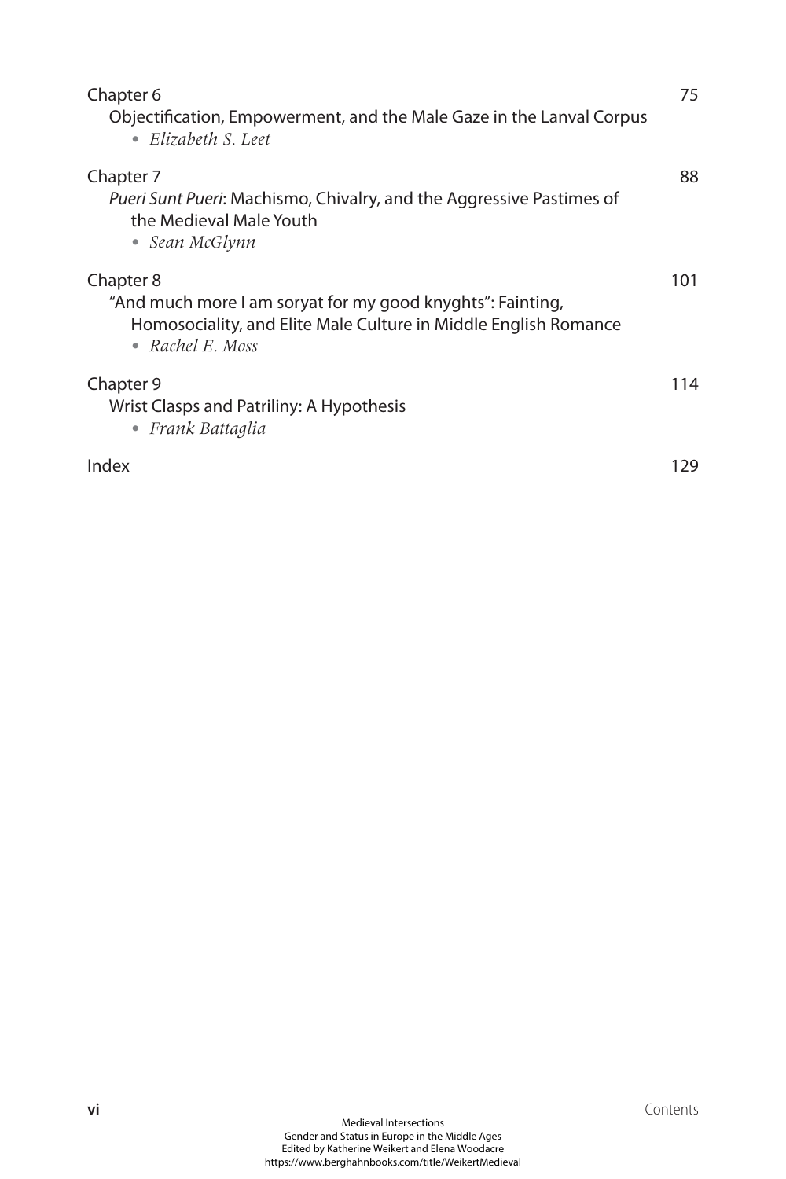Chapter 6 75
Objectification, Empowerment, and the Male Gaze in the Lanval Corpus
• *Elizabeth S. Leet*

Chapter 7 88
*Pueri Sunt Pueri*: Machismo, Chivalry, and the Aggressive Pastimes of the Medieval Male Youth
• *Sean McGlynn*

Chapter 8 101
"And much more I am soryat for my good knyghts": Fainting, Homosociality, and Elite Male Culture in Middle English Romance
• *Rachel E. Moss*

Chapter 9 114
Wrist Clasps and Patriliny: A Hypothesis
• *Frank Battaglia*

Index 129

Medieval Intersections
Gender and Status in Europe in the Middle Ages
Edited by Katherine Weikert and Elena Woodacre
https://www.berghahnbooks.com/title/WeikertMedieval